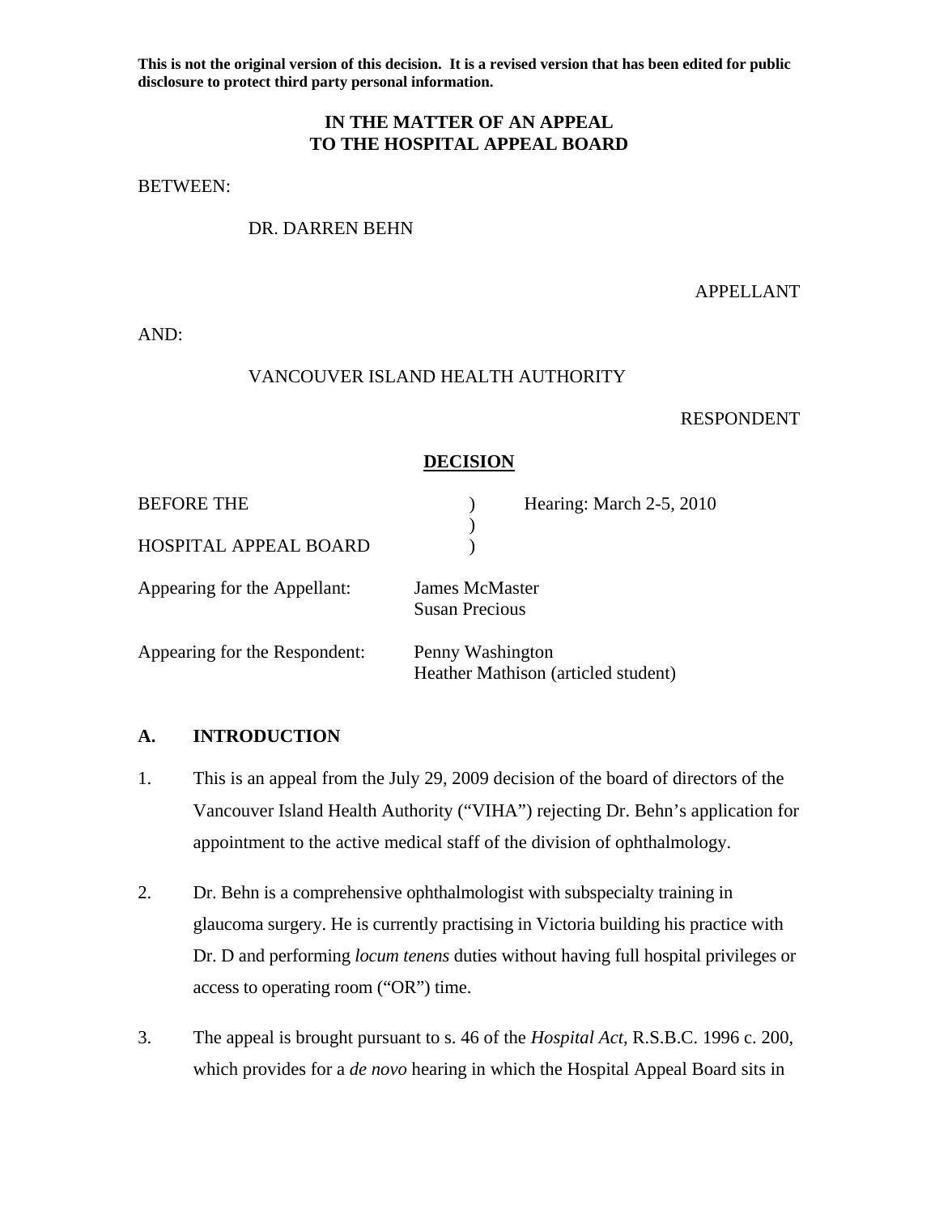**This is not the original version of this decision. It is a revised version that has been edited for public disclosure to protect third party personal information.**

**IN THE MATTER OF AN APPEAL**
**TO THE HOSPITAL APPEAL BOARD**

BETWEEN:

DR. DARREN BEHN

APPELLANT

AND:

VANCOUVER ISLAND HEALTH AUTHORITY

RESPONDENT

## DECISION

| | | |
|---|---|---|
| BEFORE THE | ) | Hearing: March 2-5, 2010 |
| | ) | |
| HOSPITAL APPEAL BOARD | ) | |

| | |
|---|---|
| Appearing for the Appellant: | James McMaster<br>Susan Precious |
| Appearing for the Respondent: | Penny Washington<br>Heather Mathison (articled student) |

## A. INTRODUCTION

1. This is an appeal from the July 29, 2009 decision of the board of directors of the Vancouver Island Health Authority ("VIHA") rejecting Dr. Behn's application for appointment to the active medical staff of the division of ophthalmology.

2. Dr. Behn is a comprehensive ophthalmologist with subspecialty training in glaucoma surgery. He is currently practising in Victoria building his practice with Dr. D and performing *locum tenens* duties without having full hospital privileges or access to operating room ("OR") time.

3. The appeal is brought pursuant to s. 46 of the *Hospital Act*, R.S.B.C. 1996 c. 200, which provides for a *de novo* hearing in which the Hospital Appeal Board sits in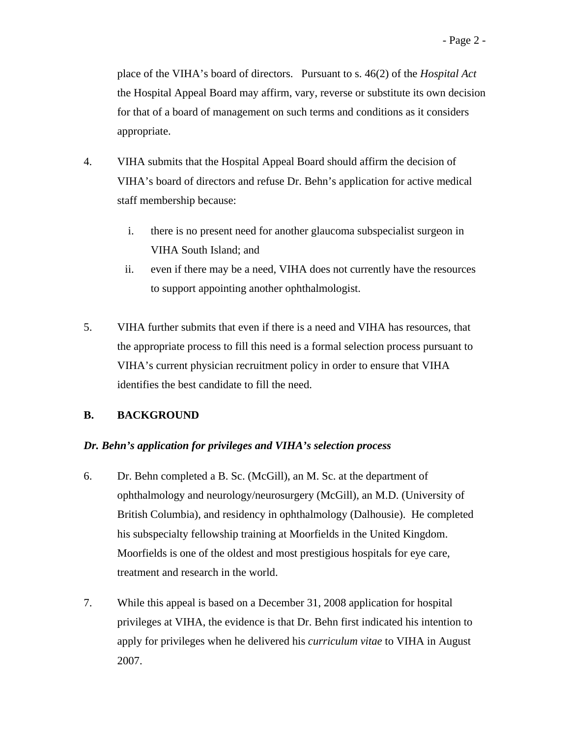place of the VIHA's board of directors. Pursuant to s. 46(2) of the *Hospital Act* the Hospital Appeal Board may affirm, vary, reverse or substitute its own decision for that of a board of management on such terms and conditions as it considers appropriate.

4. VIHA submits that the Hospital Appeal Board should affirm the decision of VIHA's board of directors and refuse Dr. Behn's application for active medical staff membership because:

   i. there is no present need for another glaucoma subspecialist surgeon in VIHA South Island; and

   ii. even if there may be a need, VIHA does not currently have the resources to support appointing another ophthalmologist.

5. VIHA further submits that even if there is a need and VIHA has resources, that the appropriate process to fill this need is a formal selection process pursuant to VIHA's current physician recruitment policy in order to ensure that VIHA identifies the best candidate to fill the need.

## B. BACKGROUND

***Dr. Behn's application for privileges and VIHA's selection process***

6. Dr. Behn completed a B. Sc. (McGill), an M. Sc. at the department of ophthalmology and neurology/neurosurgery (McGill), an M.D. (University of British Columbia), and residency in ophthalmology (Dalhousie). He completed his subspecialty fellowship training at Moorfields in the United Kingdom. Moorfields is one of the oldest and most prestigious hospitals for eye care, treatment and research in the world.

7. While this appeal is based on a December 31, 2008 application for hospital privileges at VIHA, the evidence is that Dr. Behn first indicated his intention to apply for privileges when he delivered his *curriculum vitae* to VIHA in August 2007.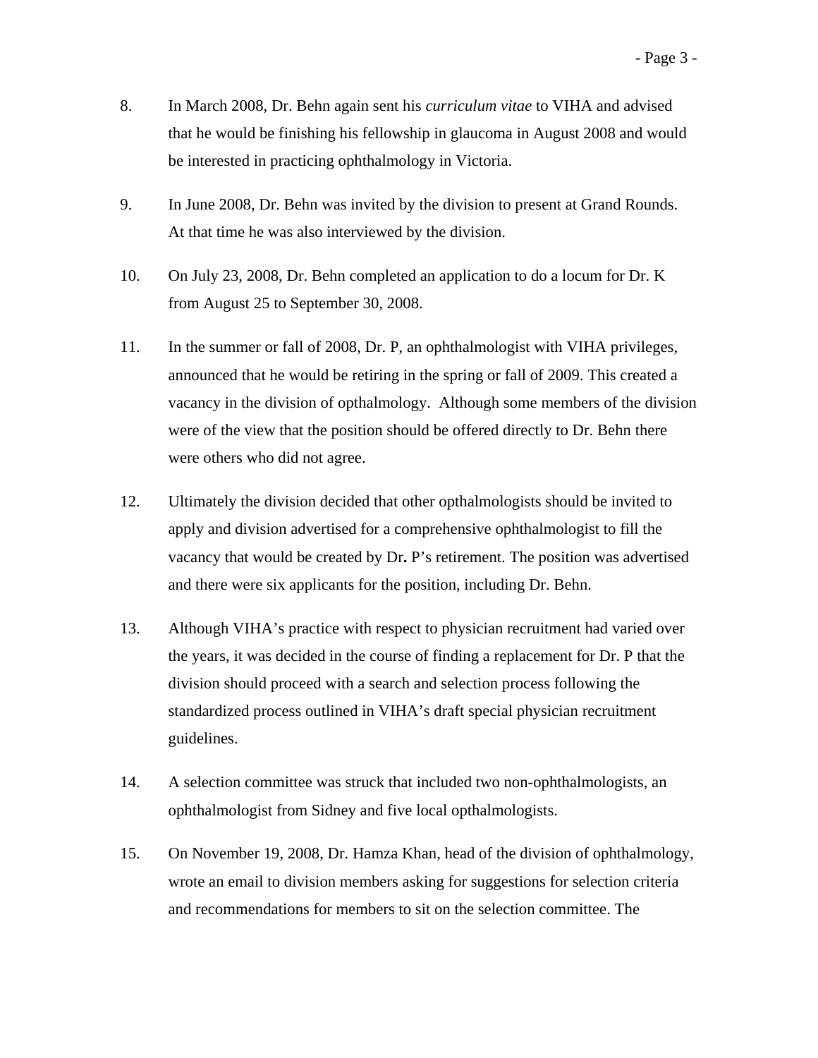8. In March 2008, Dr. Behn again sent his *curriculum vitae* to VIHA and advised that he would be finishing his fellowship in glaucoma in August 2008 and would be interested in practicing ophthalmology in Victoria.

9. In June 2008, Dr. Behn was invited by the division to present at Grand Rounds. At that time he was also interviewed by the division.

10. On July 23, 2008, Dr. Behn completed an application to do a locum for Dr. K from August 25 to September 30, 2008.

11. In the summer or fall of 2008, Dr. P, an ophthalmologist with VIHA privileges, announced that he would be retiring in the spring or fall of 2009. This created a vacancy in the division of opthalmology. Although some members of the division were of the view that the position should be offered directly to Dr. Behn there were others who did not agree.

12. Ultimately the division decided that other opthalmologists should be invited to apply and division advertised for a comprehensive ophthalmologist to fill the vacancy that would be created by Dr**.** P's retirement. The position was advertised and there were six applicants for the position, including Dr. Behn.

13. Although VIHA's practice with respect to physician recruitment had varied over the years, it was decided in the course of finding a replacement for Dr. P that the division should proceed with a search and selection process following the standardized process outlined in VIHA's draft special physician recruitment guidelines.

14. A selection committee was struck that included two non-ophthalmologists, an ophthalmologist from Sidney and five local opthalmologists.

15. On November 19, 2008, Dr. Hamza Khan, head of the division of ophthalmology, wrote an email to division members asking for suggestions for selection criteria and recommendations for members to sit on the selection committee. The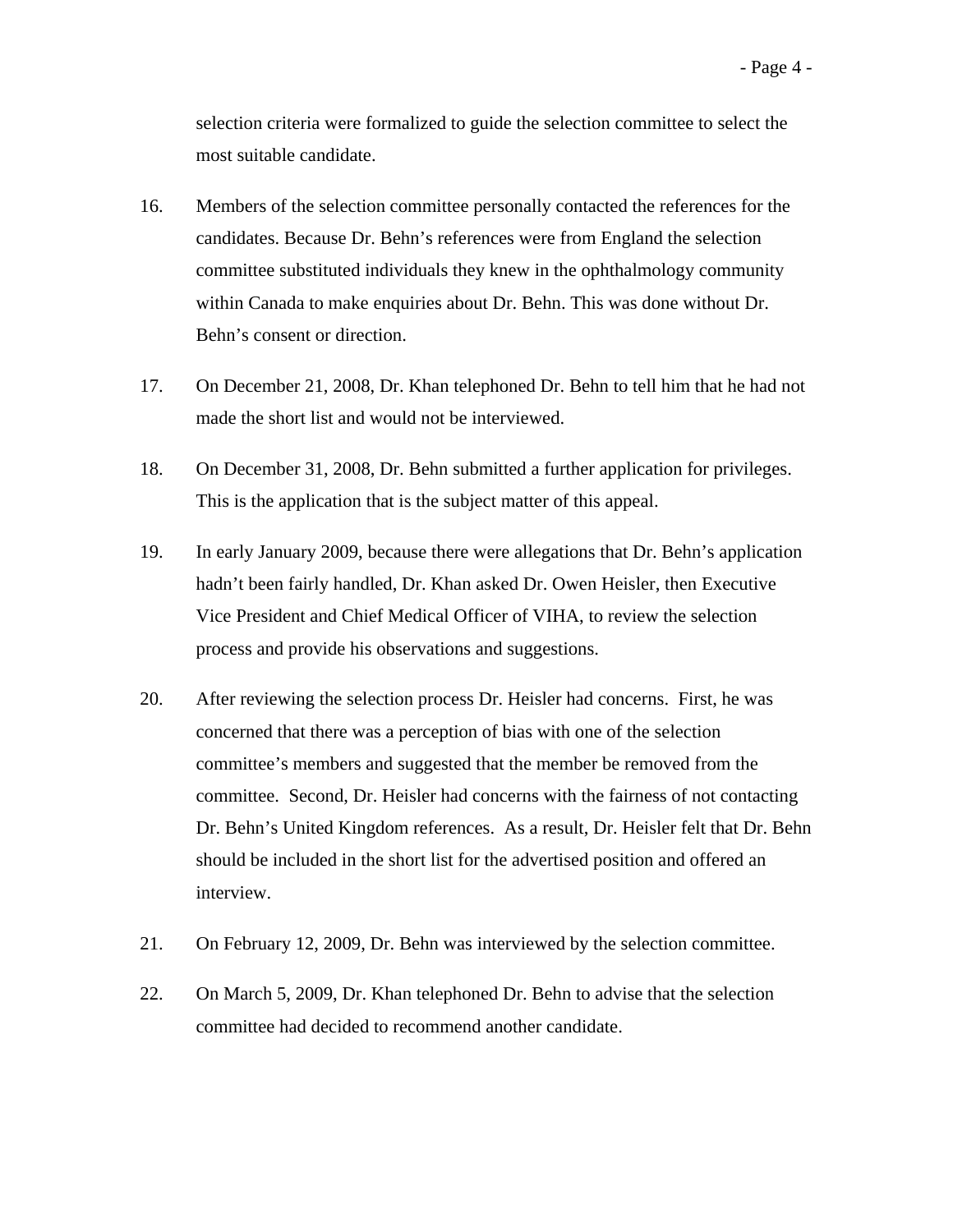selection criteria were formalized to guide the selection committee to select the most suitable candidate.

16. Members of the selection committee personally contacted the references for the candidates. Because Dr. Behn's references were from England the selection committee substituted individuals they knew in the ophthalmology community within Canada to make enquiries about Dr. Behn. This was done without Dr. Behn's consent or direction.

17. On December 21, 2008, Dr. Khan telephoned Dr. Behn to tell him that he had not made the short list and would not be interviewed.

18. On December 31, 2008, Dr. Behn submitted a further application for privileges. This is the application that is the subject matter of this appeal.

19. In early January 2009, because there were allegations that Dr. Behn's application hadn't been fairly handled, Dr. Khan asked Dr. Owen Heisler, then Executive Vice President and Chief Medical Officer of VIHA, to review the selection process and provide his observations and suggestions.

20. After reviewing the selection process Dr. Heisler had concerns. First, he was concerned that there was a perception of bias with one of the selection committee's members and suggested that the member be removed from the committee. Second, Dr. Heisler had concerns with the fairness of not contacting Dr. Behn's United Kingdom references. As a result, Dr. Heisler felt that Dr. Behn should be included in the short list for the advertised position and offered an interview.

21. On February 12, 2009, Dr. Behn was interviewed by the selection committee.

22. On March 5, 2009, Dr. Khan telephoned Dr. Behn to advise that the selection committee had decided to recommend another candidate.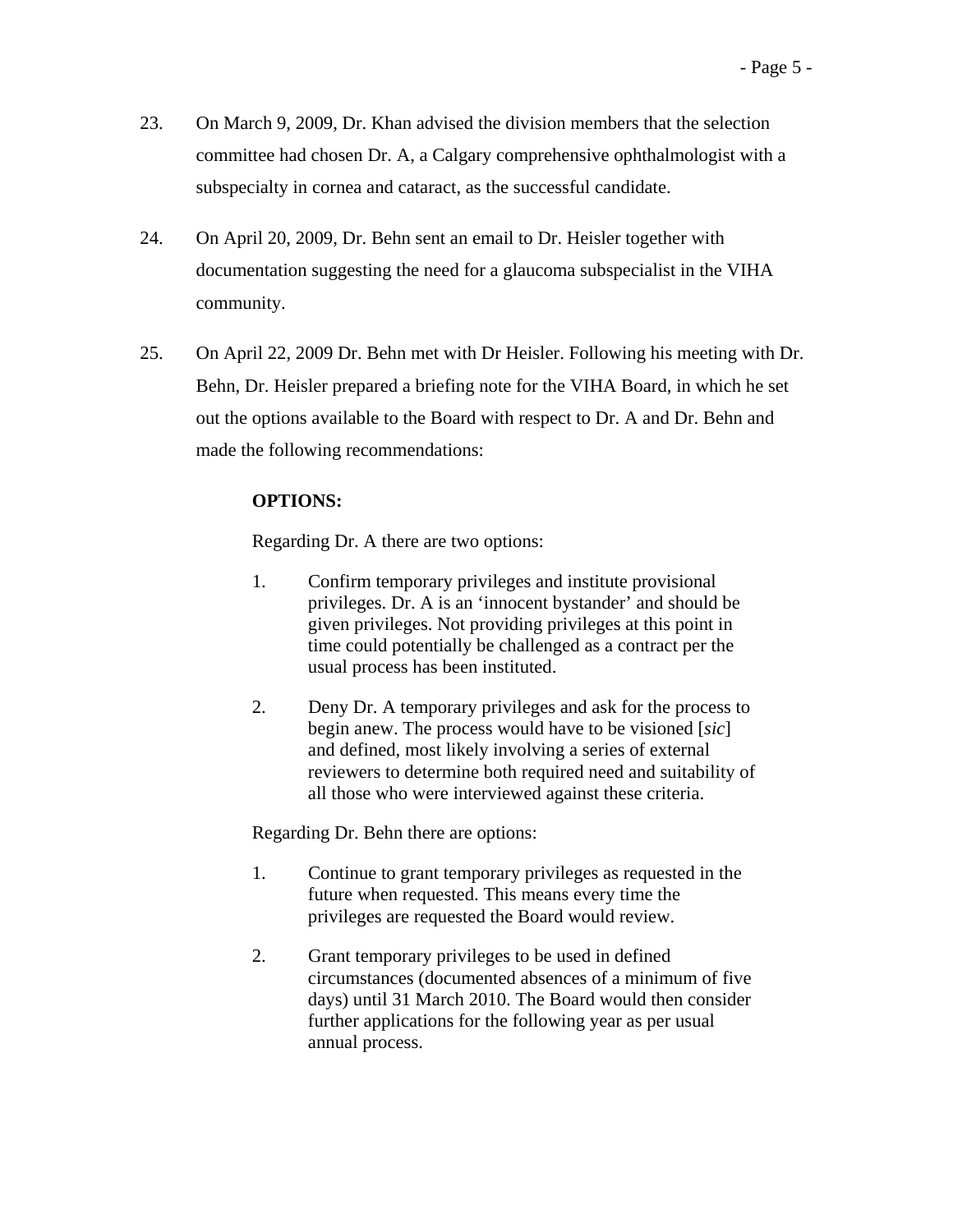23. On March 9, 2009, Dr. Khan advised the division members that the selection committee had chosen Dr. A, a Calgary comprehensive ophthalmologist with a subspecialty in cornea and cataract, as the successful candidate.

24. On April 20, 2009, Dr. Behn sent an email to Dr. Heisler together with documentation suggesting the need for a glaucoma subspecialist in the VIHA community.

25. On April 22, 2009 Dr. Behn met with Dr Heisler. Following his meeting with Dr. Behn, Dr. Heisler prepared a briefing note for the VIHA Board, in which he set out the options available to the Board with respect to Dr. A and Dr. Behn and made the following recommendations:

> **OPTIONS:**
>
> Regarding Dr. A there are two options:
>
> 1. Confirm temporary privileges and institute provisional privileges. Dr. A is an 'innocent bystander' and should be given privileges. Not providing privileges at this point in time could potentially be challenged as a contract per the usual process has been instituted.
>
> 2. Deny Dr. A temporary privileges and ask for the process to begin anew. The process would have to be visioned [*sic*] and defined, most likely involving a series of external reviewers to determine both required need and suitability of all those who were interviewed against these criteria.
>
> Regarding Dr. Behn there are options:
>
> 1. Continue to grant temporary privileges as requested in the future when requested. This means every time the privileges are requested the Board would review.
>
> 2. Grant temporary privileges to be used in defined circumstances (documented absences of a minimum of five days) until 31 March 2010. The Board would then consider further applications for the following year as per usual annual process.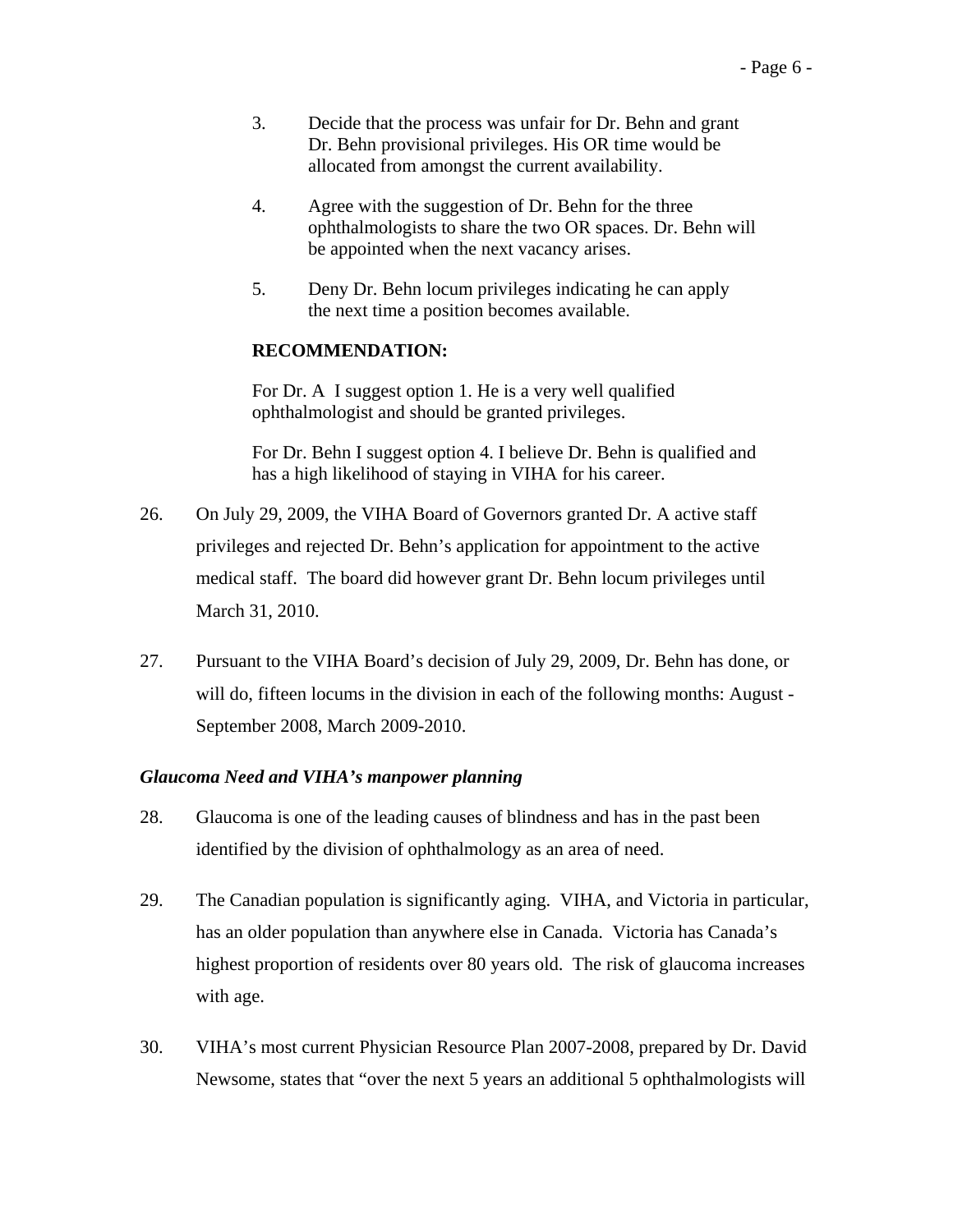3. Decide that the process was unfair for Dr. Behn and grant Dr. Behn provisional privileges. His OR time would be allocated from amongst the current availability.

4. Agree with the suggestion of Dr. Behn for the three ophthalmologists to share the two OR spaces. Dr. Behn will be appointed when the next vacancy arises.

5. Deny Dr. Behn locum privileges indicating he can apply the next time a position becomes available.

**RECOMMENDATION:**

For Dr. A I suggest option 1. He is a very well qualified ophthalmologist and should be granted privileges.

For Dr. Behn I suggest option 4. I believe Dr. Behn is qualified and has a high likelihood of staying in VIHA for his career.

26. On July 29, 2009, the VIHA Board of Governors granted Dr. A active staff privileges and rejected Dr. Behn's application for appointment to the active medical staff. The board did however grant Dr. Behn locum privileges until March 31, 2010.

27. Pursuant to the VIHA Board's decision of July 29, 2009, Dr. Behn has done, or will do, fifteen locums in the division in each of the following months: August - September 2008, March 2009-2010.

*Glaucoma Need and VIHA's manpower planning*

28. Glaucoma is one of the leading causes of blindness and has in the past been identified by the division of ophthalmology as an area of need.

29. The Canadian population is significantly aging. VIHA, and Victoria in particular, has an older population than anywhere else in Canada. Victoria has Canada's highest proportion of residents over 80 years old. The risk of glaucoma increases with age.

30. VIHA's most current Physician Resource Plan 2007-2008, prepared by Dr. David Newsome, states that "over the next 5 years an additional 5 ophthalmologists will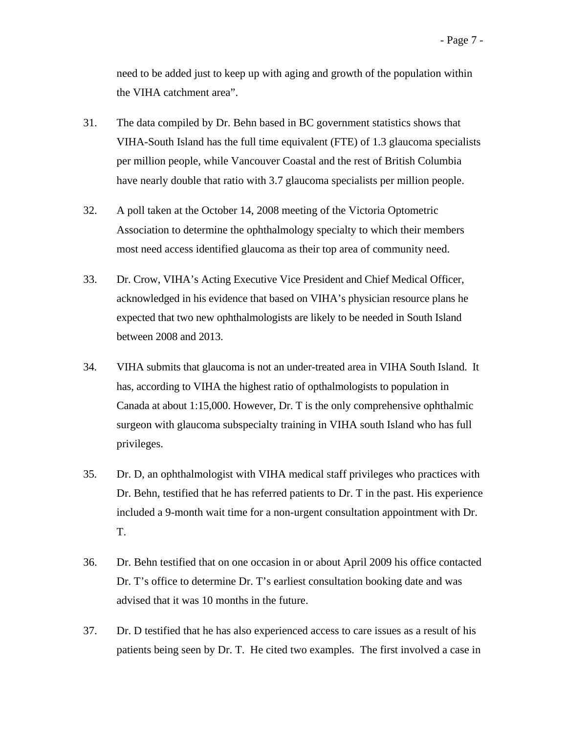need to be added just to keep up with aging and growth of the population within the VIHA catchment area".

31. The data compiled by Dr. Behn based in BC government statistics shows that VIHA-South Island has the full time equivalent (FTE) of 1.3 glaucoma specialists per million people, while Vancouver Coastal and the rest of British Columbia have nearly double that ratio with 3.7 glaucoma specialists per million people.

32. A poll taken at the October 14, 2008 meeting of the Victoria Optometric Association to determine the ophthalmology specialty to which their members most need access identified glaucoma as their top area of community need.

33. Dr. Crow, VIHA's Acting Executive Vice President and Chief Medical Officer, acknowledged in his evidence that based on VIHA's physician resource plans he expected that two new ophthalmologists are likely to be needed in South Island between 2008 and 2013.

34. VIHA submits that glaucoma is not an under-treated area in VIHA South Island. It has, according to VIHA the highest ratio of opthalmologists to population in Canada at about 1:15,000. However, Dr. T is the only comprehensive ophthalmic surgeon with glaucoma subspecialty training in VIHA south Island who has full privileges.

35. Dr. D, an ophthalmologist with VIHA medical staff privileges who practices with Dr. Behn, testified that he has referred patients to Dr. T in the past. His experience included a 9-month wait time for a non-urgent consultation appointment with Dr. T.

36. Dr. Behn testified that on one occasion in or about April 2009 his office contacted Dr. T's office to determine Dr. T's earliest consultation booking date and was advised that it was 10 months in the future.

37. Dr D testified that he has also experienced access to care issues as a result of his patients being seen by Dr. T. He cited two examples. The first involved a case in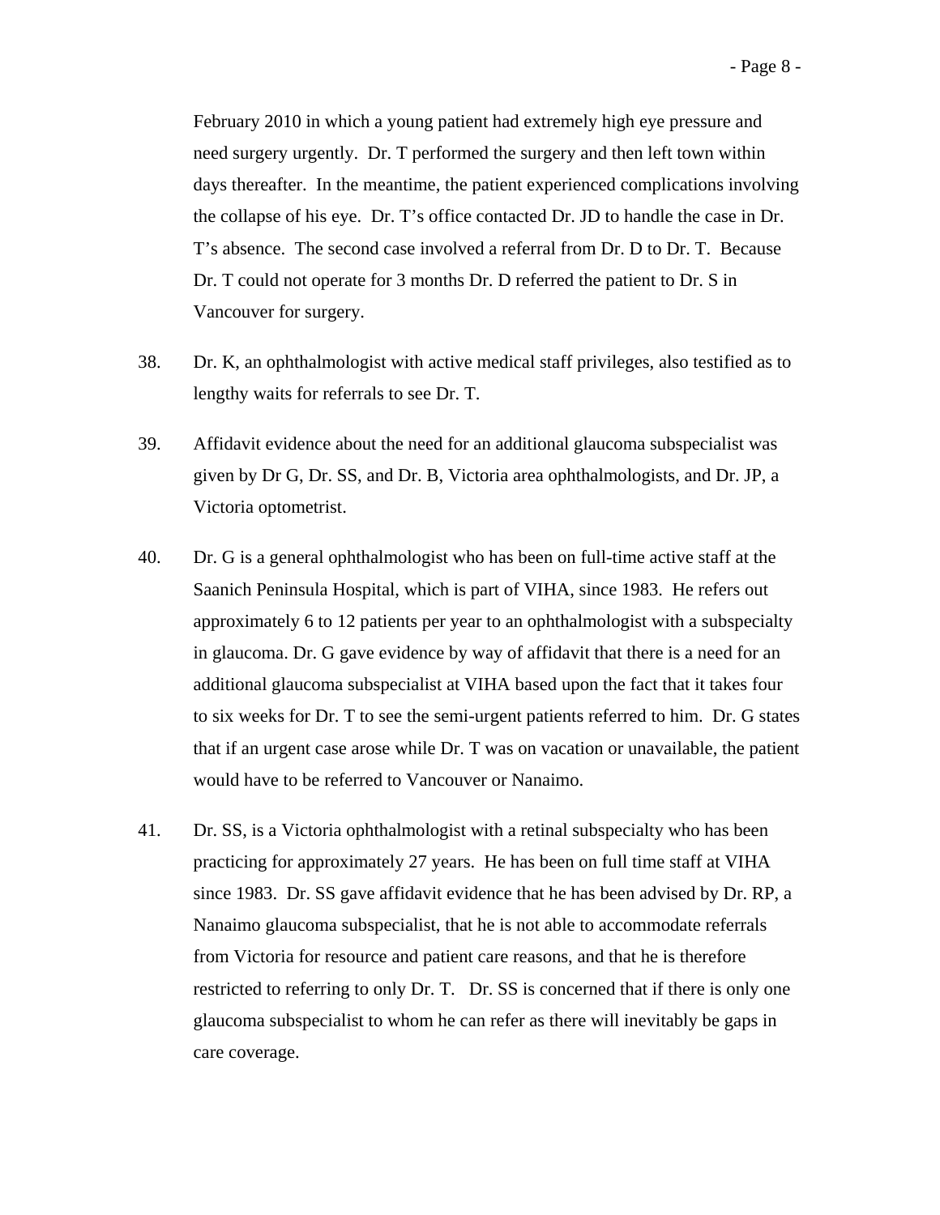February 2010 in which a young patient had extremely high eye pressure and need surgery urgently. Dr. T performed the surgery and then left town within days thereafter. In the meantime, the patient experienced complications involving the collapse of his eye. Dr. T's office contacted Dr. JD to handle the case in Dr. T's absence. The second case involved a referral from Dr. D to Dr. T. Because Dr. T could not operate for 3 months Dr. D referred the patient to Dr. S in Vancouver for surgery.

38. Dr. K, an ophthalmologist with active medical staff privileges, also testified as to lengthy waits for referrals to see Dr. T.

39. Affidavit evidence about the need for an additional glaucoma subspecialist was given by Dr G, Dr. SS, and Dr. B, Victoria area ophthalmologists, and Dr. JP, a Victoria optometrist.

40. Dr. G is a general ophthalmologist who has been on full-time active staff at the Saanich Peninsula Hospital, which is part of VIHA, since 1983. He refers out approximately 6 to 12 patients per year to an ophthalmologist with a subspecialty in glaucoma. Dr. G gave evidence by way of affidavit that there is a need for an additional glaucoma subspecialist at VIHA based upon the fact that it takes four to six weeks for Dr. T to see the semi-urgent patients referred to him. Dr. G states that if an urgent case arose while Dr. T was on vacation or unavailable, the patient would have to be referred to Vancouver or Nanaimo.

41. Dr. SS, is a Victoria ophthalmologist with a retinal subspecialty who has been practicing for approximately 27 years. He has been on full time staff at VIHA since 1983. Dr. SS gave affidavit evidence that he has been advised by Dr. RP, a Nanaimo glaucoma subspecialist, that he is not able to accommodate referrals from Victoria for resource and patient care reasons, and that he is therefore restricted to referring to only Dr. T. Dr. SS is concerned that if there is only one glaucoma subspecialist to whom he can refer as there will inevitably be gaps in care coverage.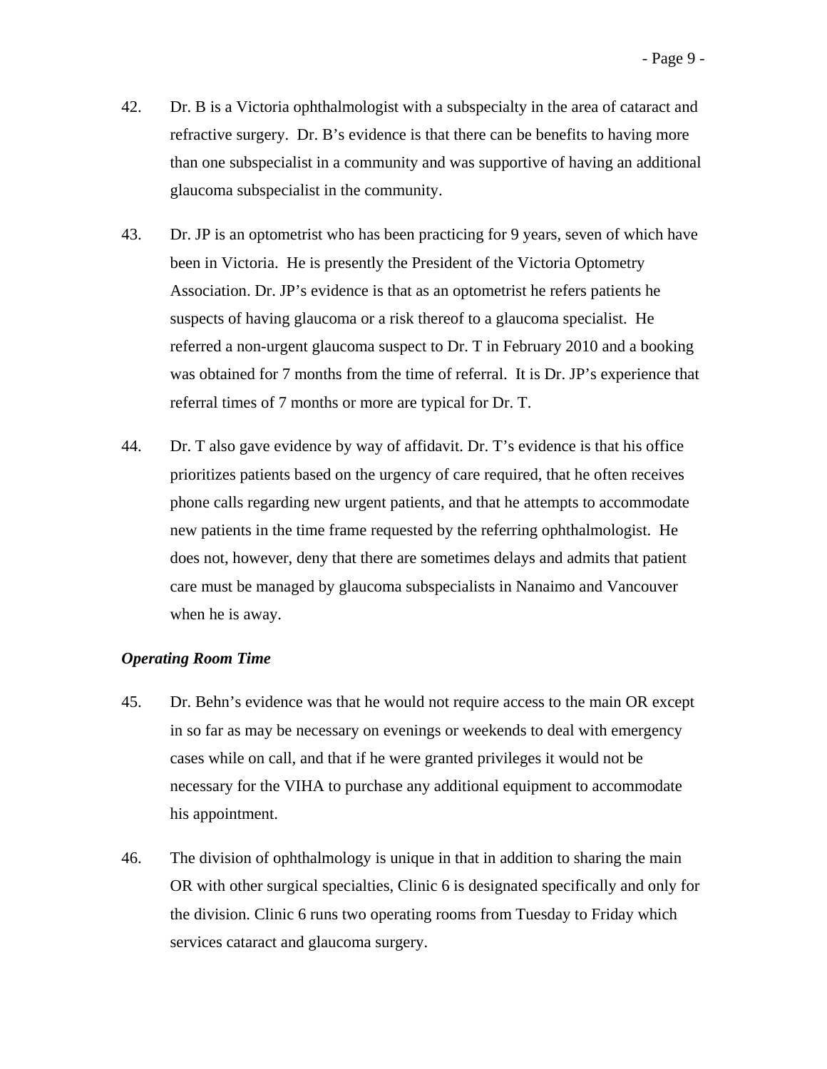42. Dr. B is a Victoria ophthalmologist with a subspecialty in the area of cataract and refractive surgery. Dr. B's evidence is that there can be benefits to having more than one subspecialist in a community and was supportive of having an additional glaucoma subspecialist in the community.

43. Dr. JP is an optometrist who has been practicing for 9 years, seven of which have been in Victoria. He is presently the President of the Victoria Optometry Association. Dr. JP's evidence is that as an optometrist he refers patients he suspects of having glaucoma or a risk thereof to a glaucoma specialist. He referred a non-urgent glaucoma suspect to Dr. T in February 2010 and a booking was obtained for 7 months from the time of referral. It is Dr. JP's experience that referral times of 7 months or more are typical for Dr. T.

44. Dr. T also gave evidence by way of affidavit. Dr. T's evidence is that his office prioritizes patients based on the urgency of care required, that he often receives phone calls regarding new urgent patients, and that he attempts to accommodate new patients in the time frame requested by the referring ophthalmologist. He does not, however, deny that there are sometimes delays and admits that patient care must be managed by glaucoma subspecialists in Nanaimo and Vancouver when he is away.

***Operating Room Time***

45. Dr. Behn's evidence was that he would not require access to the main OR except in so far as may be necessary on evenings or weekends to deal with emergency cases while on call, and that if he were granted privileges it would not be necessary for the VIHA to purchase any additional equipment to accommodate his appointment.

46. The division of ophthalmology is unique in that in addition to sharing the main OR with other surgical specialties, Clinic 6 is designated specifically and only for the division. Clinic 6 runs two operating rooms from Tuesday to Friday which services cataract and glaucoma surgery.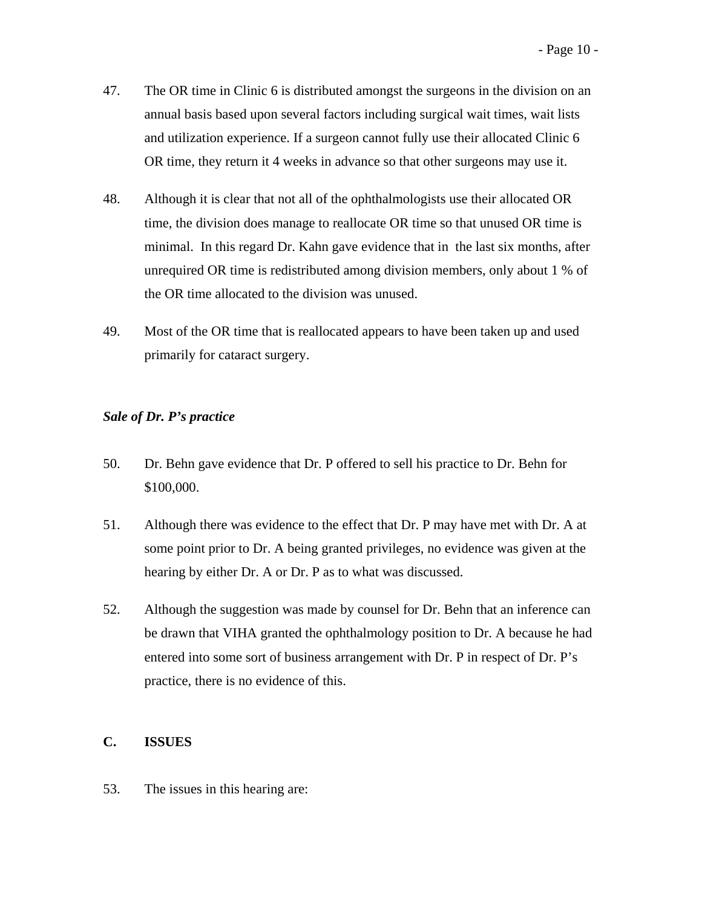47. The OR time in Clinic 6 is distributed amongst the surgeons in the division on an annual basis based upon several factors including surgical wait times, wait lists and utilization experience. If a surgeon cannot fully use their allocated Clinic 6 OR time, they return it 4 weeks in advance so that other surgeons may use it.

48. Although it is clear that not all of the ophthalmologists use their allocated OR time, the division does manage to reallocate OR time so that unused OR time is minimal. In this regard Dr. Kahn gave evidence that in the last six months, after unrequired OR time is redistributed among division members, only about 1 % of the OR time allocated to the division was unused.

49. Most of the OR time that is reallocated appears to have been taken up and used primarily for cataract surgery.

***Sale of Dr. P's practice***

50. Dr. Behn gave evidence that Dr. P offered to sell his practice to Dr. Behn for $100,000.

51. Although there was evidence to the effect that Dr. P may have met with Dr. A at some point prior to Dr. A being granted privileges, no evidence was given at the hearing by either Dr. A or Dr. P as to what was discussed.

52. Although the suggestion was made by counsel for Dr. Behn that an inference can be drawn that VIHA granted the ophthalmology position to Dr. A because he had entered into some sort of business arrangement with Dr. P in respect of Dr. P's practice, there is no evidence of this.

## C. ISSUES

53. The issues in this hearing are: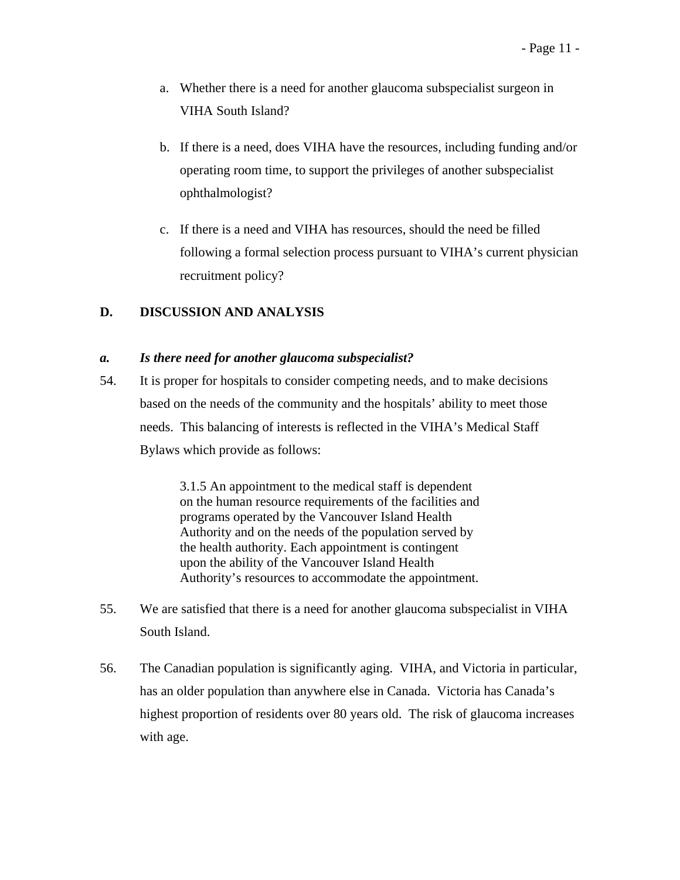a. Whether there is a need for another glaucoma subspecialist surgeon in VIHA South Island?

b. If there is a need, does VIHA have the resources, including funding and/or operating room time, to support the privileges of another subspecialist ophthalmologist?

c. If there is a need and VIHA has resources, should the need be filled following a formal selection process pursuant to VIHA's current physician recruitment policy?

## D. DISCUSSION AND ANALYSIS

### *a. Is there need for another glaucoma subspecialist?*

54. It is proper for hospitals to consider competing needs, and to make decisions based on the needs of the community and the hospitals' ability to meet those needs. This balancing of interests is reflected in the VIHA's Medical Staff Bylaws which provide as follows:

> 3.1.5 An appointment to the medical staff is dependent on the human resource requirements of the facilities and programs operated by the Vancouver Island Health Authority and on the needs of the population served by the health authority. Each appointment is contingent upon the ability of the Vancouver Island Health Authority's resources to accommodate the appointment.

55. We are satisfied that there is a need for another glaucoma subspecialist in VIHA South Island.

56. The Canadian population is significantly aging. VIHA, and Victoria in particular, has an older population than anywhere else in Canada. Victoria has Canada's highest proportion of residents over 80 years old. The risk of glaucoma increases with age.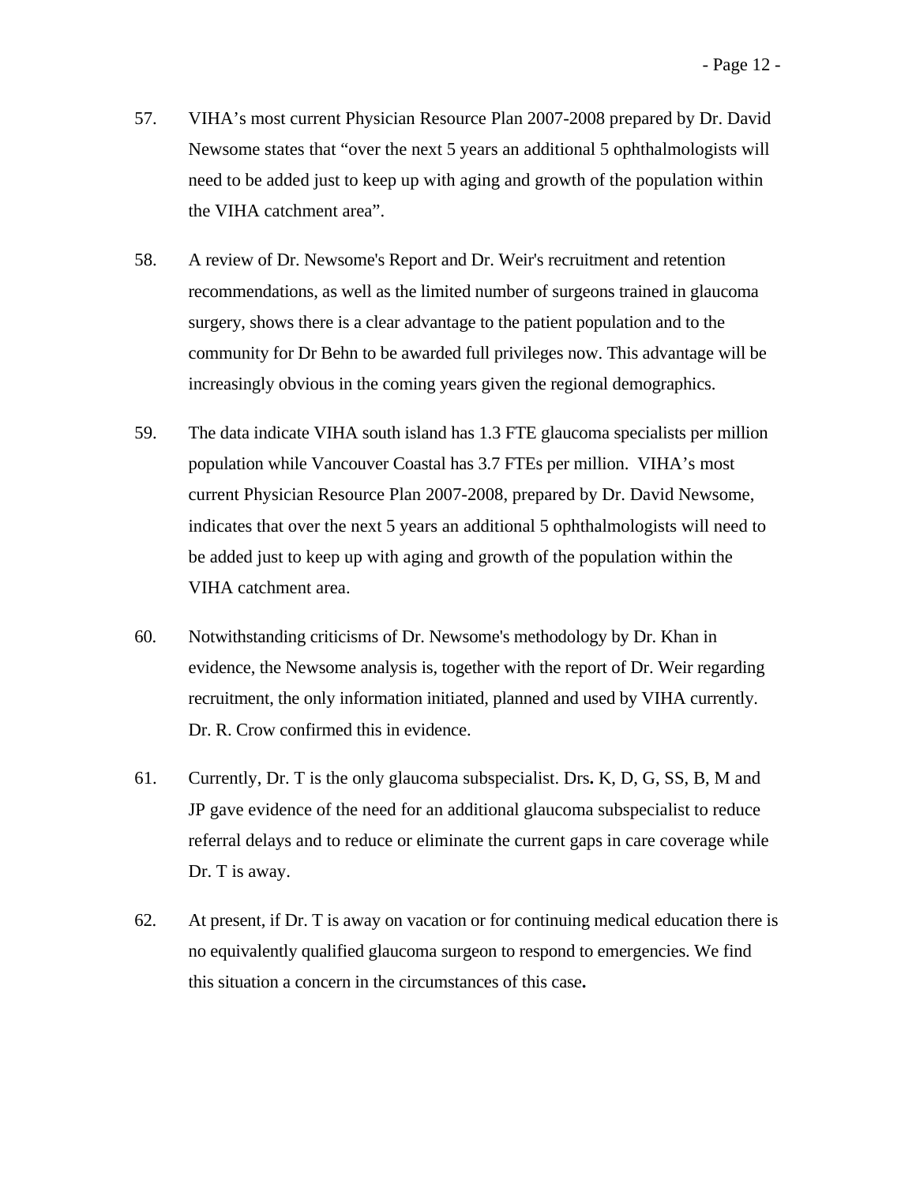57. VIHA's most current Physician Resource Plan 2007-2008 prepared by Dr. David Newsome states that "over the next 5 years an additional 5 ophthalmologists will need to be added just to keep up with aging and growth of the population within the VIHA catchment area".

58. A review of Dr. Newsome's Report and Dr. Weir's recruitment and retention recommendations, as well as the limited number of surgeons trained in glaucoma surgery, shows there is a clear advantage to the patient population and to the community for Dr Behn to be awarded full privileges now. This advantage will be increasingly obvious in the coming years given the regional demographics.

59. The data indicate VIHA south island has 1.3 FTE glaucoma specialists per million population while Vancouver Coastal has 3.7 FTEs per million. VIHA's most current Physician Resource Plan 2007-2008, prepared by Dr. David Newsome, indicates that over the next 5 years an additional 5 ophthalmologists will need to be added just to keep up with aging and growth of the population within the VIHA catchment area.

60. Notwithstanding criticisms of Dr. Newsome's methodology by Dr. Khan in evidence, the Newsome analysis is, together with the report of Dr. Weir regarding recruitment, the only information initiated, planned and used by VIHA currently. Dr. R. Crow confirmed this in evidence.

61. Currently, Dr. T is the only glaucoma subspecialist. Drs**.** K, D, G, SS, B, M and JP gave evidence of the need for an additional glaucoma subspecialist to reduce referral delays and to reduce or eliminate the current gaps in care coverage while Dr. T is away.

62. At present, if Dr. T is away on vacation or for continuing medical education there is no equivalently qualified glaucoma surgeon to respond to emergencies. We find this situation a concern in the circumstances of this case**.**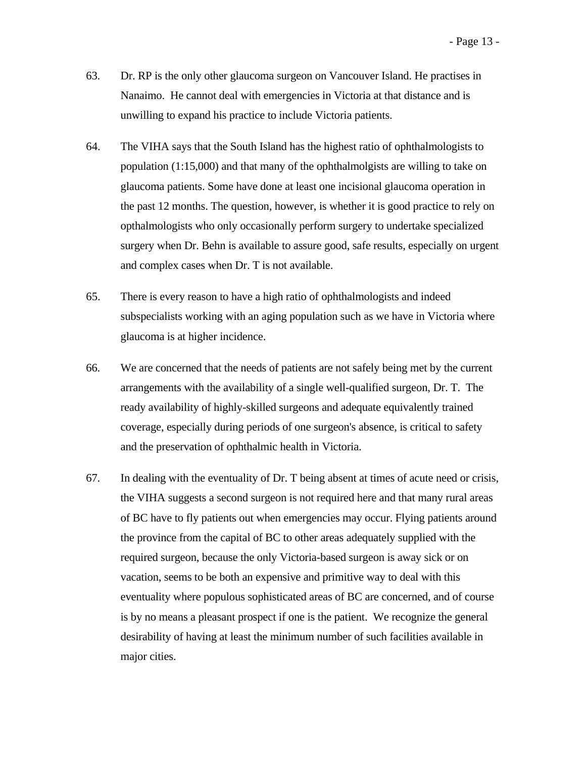63. Dr. RP is the only other glaucoma surgeon on Vancouver Island. He practises in Nanaimo. He cannot deal with emergencies in Victoria at that distance and is unwilling to expand his practice to include Victoria patients.

64. The VIHA says that the South Island has the highest ratio of ophthalmologists to population (1:15,000) and that many of the ophthalmolgists are willing to take on glaucoma patients. Some have done at least one incisional glaucoma operation in the past 12 months. The question, however, is whether it is good practice to rely on opthalmologists who only occasionally perform surgery to undertake specialized surgery when Dr. Behn is available to assure good, safe results, especially on urgent and complex cases when Dr. T is not available.

65. There is every reason to have a high ratio of ophthalmologists and indeed subspecialists working with an aging population such as we have in Victoria where glaucoma is at higher incidence.

66. We are concerned that the needs of patients are not safely being met by the current arrangements with the availability of a single well-qualified surgeon, Dr. T. The ready availability of highly-skilled surgeons and adequate equivalently trained coverage, especially during periods of one surgeon's absence, is critical to safety and the preservation of ophthalmic health in Victoria.

67. In dealing with the eventuality of Dr. T being absent at times of acute need or crisis, the VIHA suggests a second surgeon is not required here and that many rural areas of BC have to fly patients out when emergencies may occur. Flying patients around the province from the capital of BC to other areas adequately supplied with the required surgeon, because the only Victoria-based surgeon is away sick or on vacation, seems to be both an expensive and primitive way to deal with this eventuality where populous sophisticated areas of BC are concerned, and of course is by no means a pleasant prospect if one is the patient. We recognize the general desirability of having at least the minimum number of such facilities available in major cities.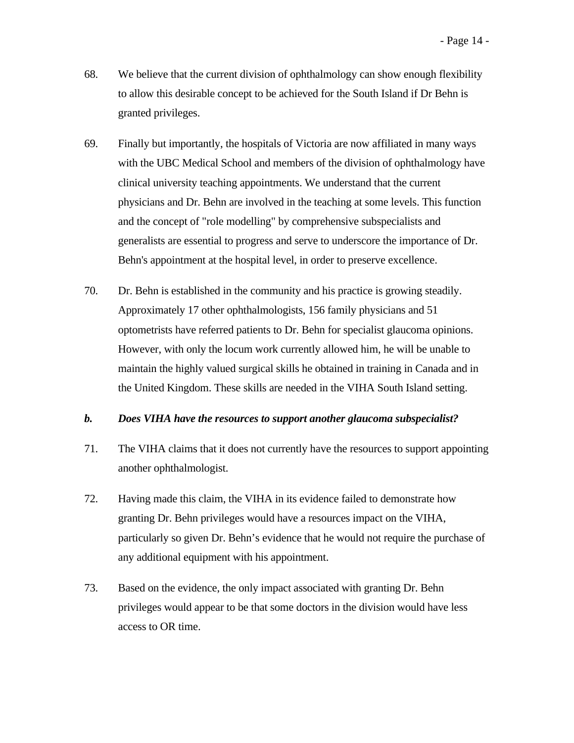68. We believe that the current division of ophthalmology can show enough flexibility to allow this desirable concept to be achieved for the South Island if Dr Behn is granted privileges.

69. Finally but importantly, the hospitals of Victoria are now affiliated in many ways with the UBC Medical School and members of the division of ophthalmology have clinical university teaching appointments. We understand that the current physicians and Dr. Behn are involved in the teaching at some levels. This function and the concept of "role modelling" by comprehensive subspecialists and generalists are essential to progress and serve to underscore the importance of Dr. Behn's appointment at the hospital level, in order to preserve excellence.

70. Dr. Behn is established in the community and his practice is growing steadily. Approximately 17 other ophthalmologists, 156 family physicians and 51 optometrists have referred patients to Dr. Behn for specialist glaucoma opinions. However, with only the locum work currently allowed him, he will be unable to maintain the highly valued surgical skills he obtained in training in Canada and in the United Kingdom. These skills are needed in the VIHA South Island setting.

***b. Does VIHA have the resources to support another glaucoma subspecialist?***

71. The VIHA claims that it does not currently have the resources to support appointing another ophthalmologist.

72. Having made this claim, the VIHA in its evidence failed to demonstrate how granting Dr. Behn privileges would have a resources impact on the VIHA, particularly so given Dr. Behn's evidence that he would not require the purchase of any additional equipment with his appointment.

73. Based on the evidence, the only impact associated with granting Dr. Behn privileges would appear to be that some doctors in the division would have less access to OR time.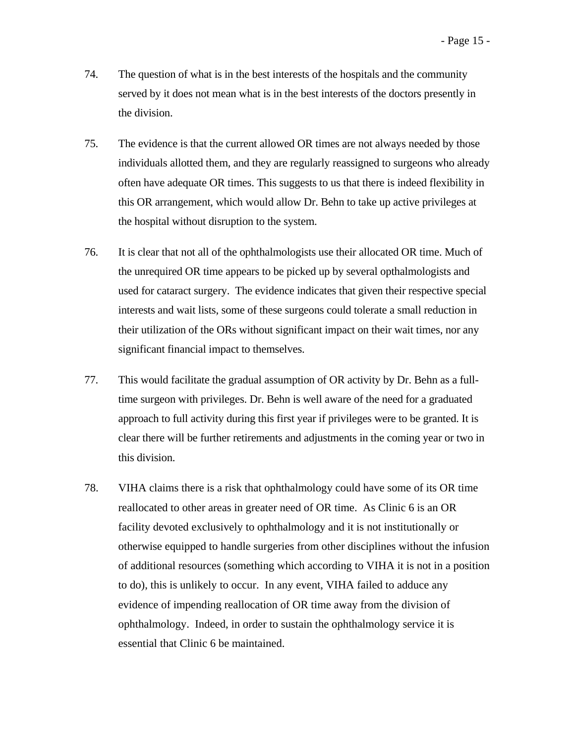74. The question of what is in the best interests of the hospitals and the community served by it does not mean what is in the best interests of the doctors presently in the division.

75. The evidence is that the current allowed OR times are not always needed by those individuals allotted them, and they are regularly reassigned to surgeons who already often have adequate OR times. This suggests to us that there is indeed flexibility in this OR arrangement, which would allow Dr. Behn to take up active privileges at the hospital without disruption to the system.

76. It is clear that not all of the ophthalmologists use their allocated OR time. Much of the unrequired OR time appears to be picked up by several opthalmologists and used for cataract surgery. The evidence indicates that given their respective special interests and wait lists, some of these surgeons could tolerate a small reduction in their utilization of the ORs without significant impact on their wait times, nor any significant financial impact to themselves.

77. This would facilitate the gradual assumption of OR activity by Dr. Behn as a full-time surgeon with privileges. Dr. Behn is well aware of the need for a graduated approach to full activity during this first year if privileges were to be granted. It is clear there will be further retirements and adjustments in the coming year or two in this division.

78. VIHA claims there is a risk that ophthalmology could have some of its OR time reallocated to other areas in greater need of OR time. As Clinic 6 is an OR facility devoted exclusively to ophthalmology and it is not institutionally or otherwise equipped to handle surgeries from other disciplines without the infusion of additional resources (something which according to VIHA it is not in a position to do), this is unlikely to occur. In any event, VIHA failed to adduce any evidence of impending reallocation of OR time away from the division of ophthalmology. Indeed, in order to sustain the ophthalmology service it is essential that Clinic 6 be maintained.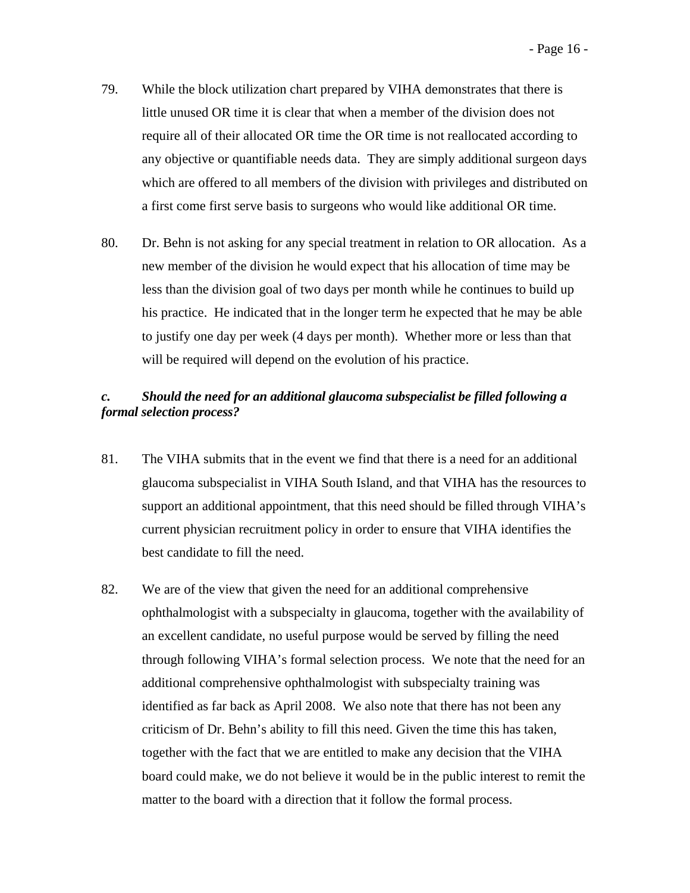79. While the block utilization chart prepared by VIHA demonstrates that there is little unused OR time it is clear that when a member of the division does not require all of their allocated OR time the OR time is not reallocated according to any objective or quantifiable needs data. They are simply additional surgeon days which are offered to all members of the division with privileges and distributed on a first come first serve basis to surgeons who would like additional OR time.

80. Dr. Behn is not asking for any special treatment in relation to OR allocation. As a new member of the division he would expect that his allocation of time may be less than the division goal of two days per month while he continues to build up his practice. He indicated that in the longer term he expected that he may be able to justify one day per week (4 days per month). Whether more or less than that will be required will depend on the evolution of his practice.

***c. Should the need for an additional glaucoma subspecialist be filled following a formal selection process?***

81. The VIHA submits that in the event we find that there is a need for an additional glaucoma subspecialist in VIHA South Island, and that VIHA has the resources to support an additional appointment, that this need should be filled through VIHA's current physician recruitment policy in order to ensure that VIHA identifies the best candidate to fill the need.

82. We are of the view that given the need for an additional comprehensive ophthalmologist with a subspecialty in glaucoma, together with the availability of an excellent candidate, no useful purpose would be served by filling the need through following VIHA's formal selection process. We note that the need for an additional comprehensive ophthalmologist with subspecialty training was identified as far back as April 2008. We also note that there has not been any criticism of Dr. Behn's ability to fill this need. Given the time this has taken, together with the fact that we are entitled to make any decision that the VIHA board could make, we do not believe it would be in the public interest to remit the matter to the board with a direction that it follow the formal process.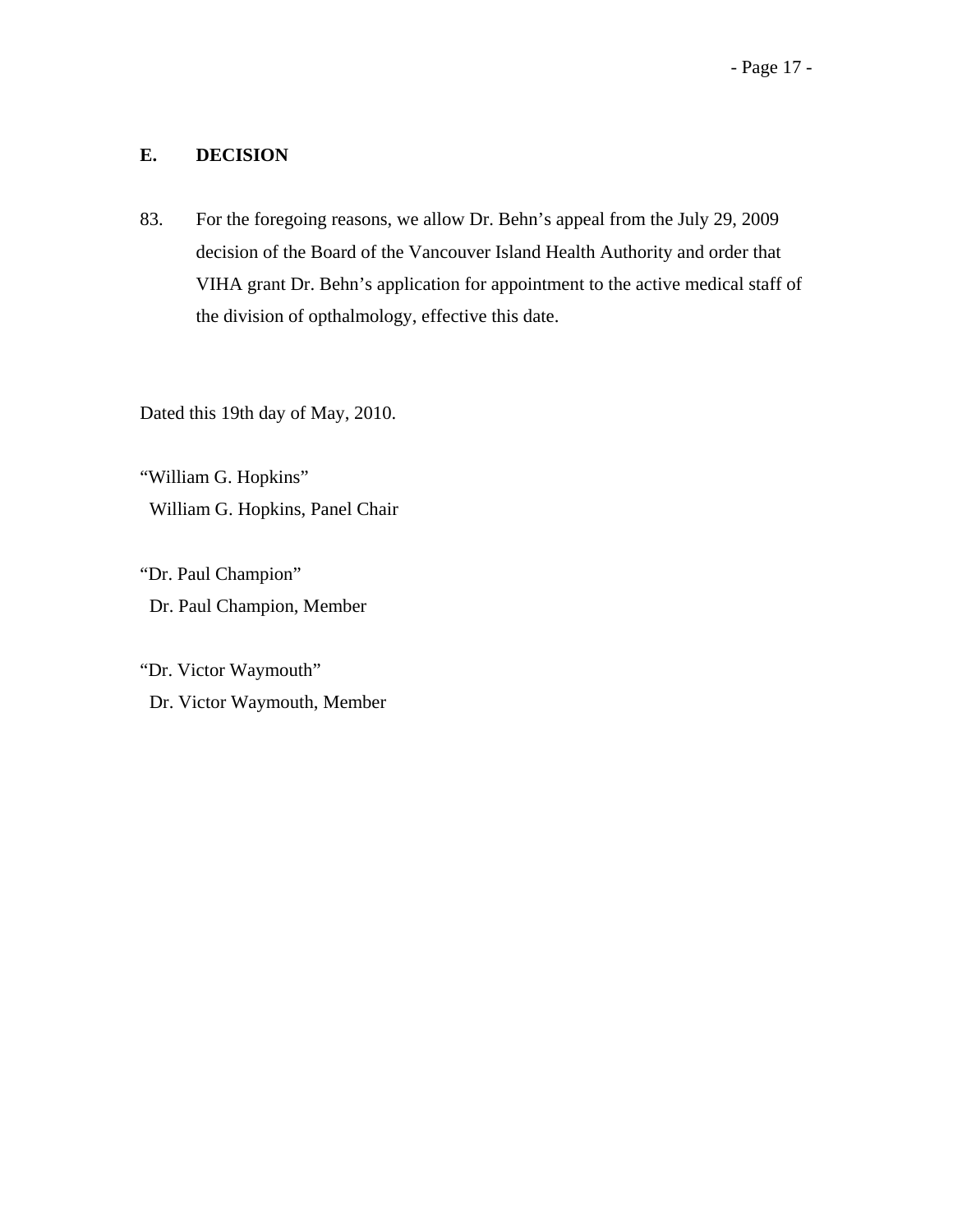## E. DECISION

83. For the foregoing reasons, we allow Dr. Behn's appeal from the July 29, 2009 decision of the Board of the Vancouver Island Health Authority and order that VIHA grant Dr. Behn's application for appointment to the active medical staff of the division of opthalmology, effective this date.

Dated this 19th day of May, 2010.

"William G. Hopkins"
William G. Hopkins, Panel Chair

"Dr. Paul Champion"
Dr. Paul Champion, Member

"Dr. Victor Waymouth"
Dr. Victor Waymouth, Member